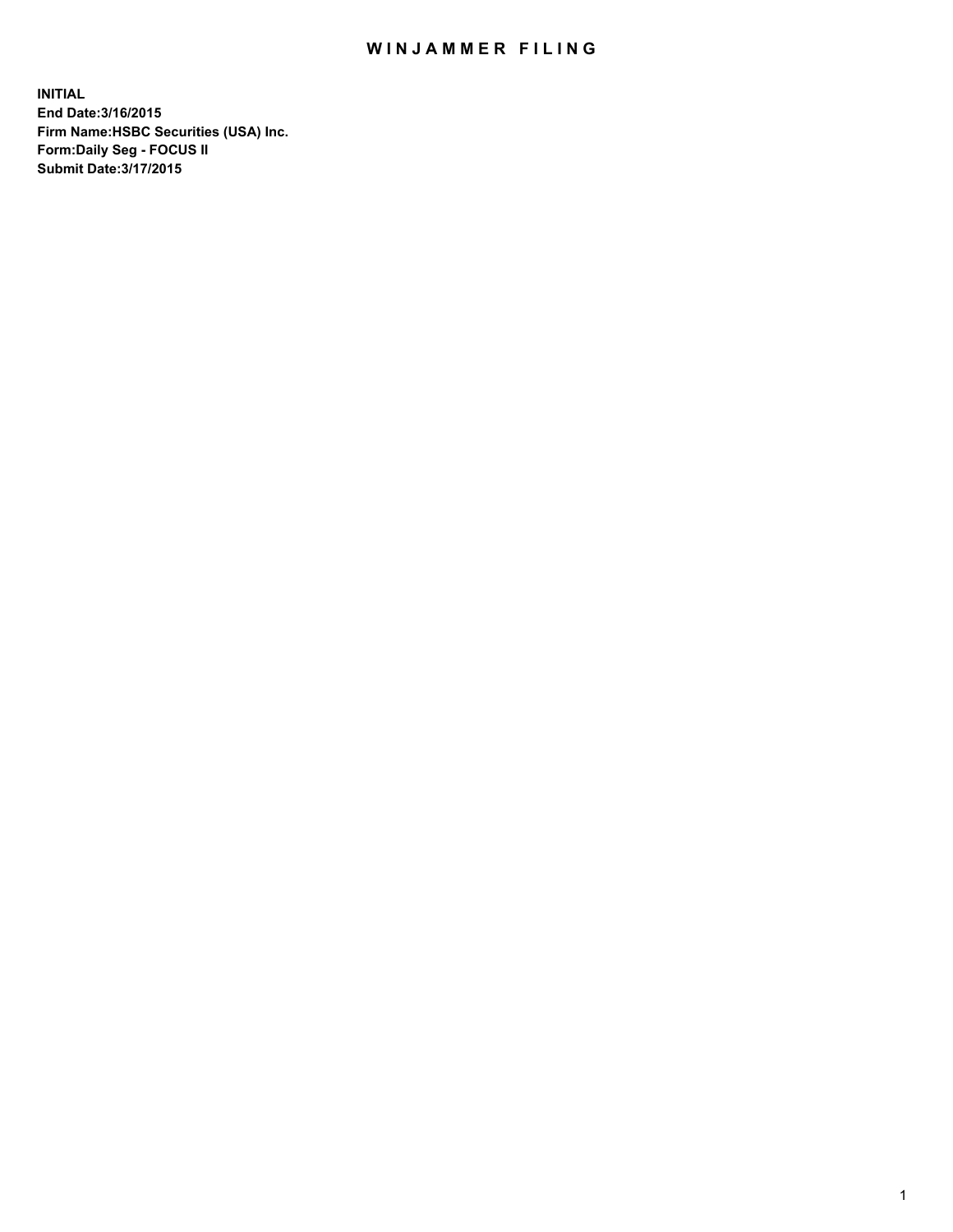# WINJAMMER FILING

**INITIAL**
**End Date:3/16/2015**
**Firm Name:HSBC Securities (USA) Inc.**
**Form:Daily Seg - FOCUS II**
**Submit Date:3/17/2015**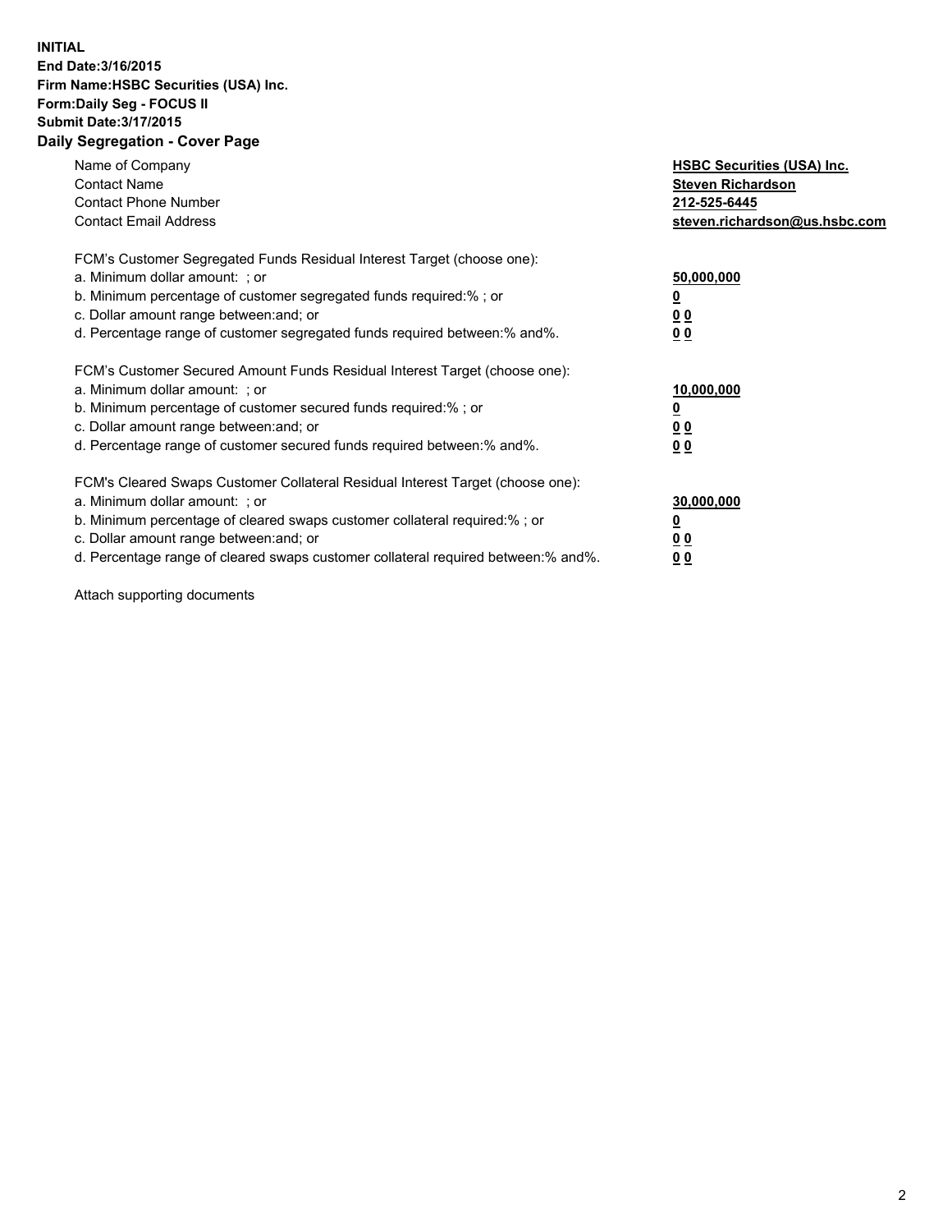**INITIAL**
**End Date:3/16/2015**
**Firm Name:HSBC Securities (USA) Inc.**
**Form:Daily Seg - FOCUS II**
**Submit Date:3/17/2015**

## Daily Segregation - Cover Page

| | |
|---|---|
| Name of Company | **HSBC Securities (USA) Inc.** |
| Contact Name | **Steven Richardson** |
| Contact Phone Number | **212-525-6445** |
| Contact Email Address | **steven.richardson@us.hsbc.com** |

| | |
|---|---|
| FCM's Customer Segregated Funds Residual Interest Target (choose one): | |
| a. Minimum dollar amount: ; or | **50,000,000** |
| b. Minimum percentage of customer segregated funds required:% ; or | **0** |
| c. Dollar amount range between:and; or | **0 0** |
| d. Percentage range of customer segregated funds required between:% and%. | **0 0** |

| | |
|---|---|
| FCM's Customer Secured Amount Funds Residual Interest Target (choose one): | |
| a. Minimum dollar amount: ; or | **10,000,000** |
| b. Minimum percentage of customer secured funds required:% ; or | **0** |
| c. Dollar amount range between:and; or | **0 0** |
| d. Percentage range of customer secured funds required between:% and%. | **0 0** |

| | |
|---|---|
| FCM's Cleared Swaps Customer Collateral Residual Interest Target (choose one): | |
| a. Minimum dollar amount: ; or | **30,000,000** |
| b. Minimum percentage of cleared swaps customer collateral required:% ; or | **0** |
| c. Dollar amount range between:and; or | **0 0** |
| d. Percentage range of cleared swaps customer collateral required between:% and%. | **0 0** |

Attach supporting documents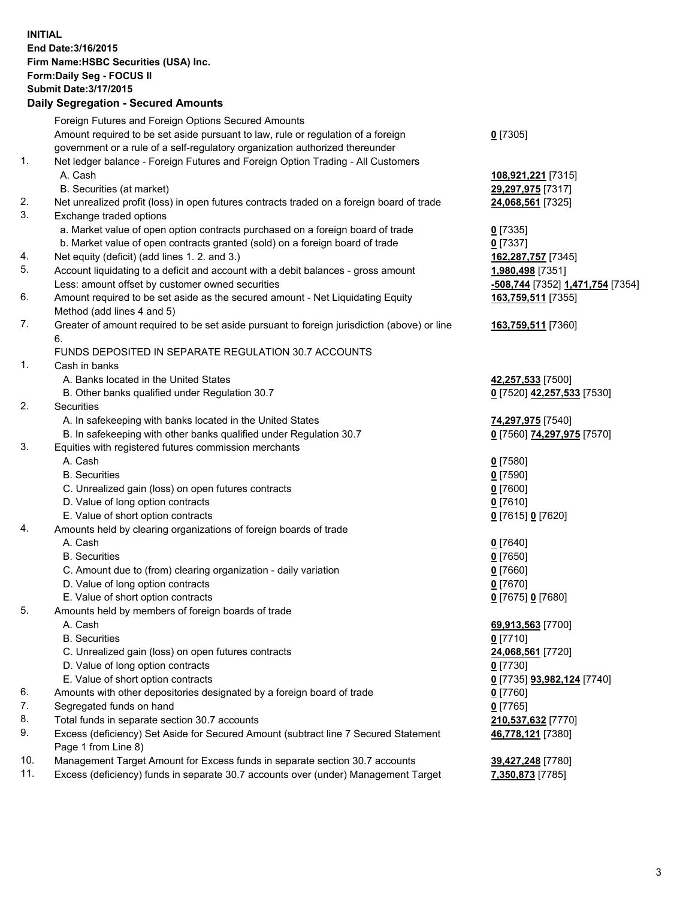**INITIAL**
**End Date:3/16/2015**
**Firm Name:HSBC Securities (USA) Inc.**
**Form:Daily Seg - FOCUS II**
**Submit Date:3/17/2015**

## Daily Segregation - Secured Amounts

| | | |
|---|---|---|
| | Foreign Futures and Foreign Options Secured Amounts | |
| | Amount required to be set aside pursuant to law, rule or regulation of a foreign government or a rule of a self-regulatory organization authorized thereunder | **0** [7305] |
| 1. | Net ledger balance - Foreign Futures and Foreign Option Trading - All Customers | |
| | A. Cash | **108,921,221** [7315] |
| | B. Securities (at market) | **29,297,975** [7317] |
| 2. | Net unrealized profit (loss) in open futures contracts traded on a foreign board of trade | **24,068,561** [7325] |
| 3. | Exchange traded options | |
| | a. Market value of open option contracts purchased on a foreign board of trade | **0** [7335] |
| | b. Market value of open contracts granted (sold) on a foreign board of trade | **0** [7337] |
| 4. | Net equity (deficit) (add lines 1. 2. and 3.) | **162,287,757** [7345] |
| 5. | Account liquidating to a deficit and account with a debit balances - gross amount | **1,980,498** [7351] |
| | Less: amount offset by customer owned securities | **-508,744** [7352] **1,471,754** [7354] |
| 6. | Amount required to be set aside as the secured amount - Net Liquidating Equity Method (add lines 4 and 5) | **163,759,511** [7355] |
| 7. | Greater of amount required to be set aside pursuant to foreign jurisdiction (above) or line 6. | **163,759,511** [7360] |
| | FUNDS DEPOSITED IN SEPARATE REGULATION 30.7 ACCOUNTS | |
| 1. | Cash in banks | |
| | A. Banks located in the United States | **42,257,533** [7500] |
| | B. Other banks qualified under Regulation 30.7 | **0** [7520] **42,257,533** [7530] |
| 2. | Securities | |
| | A. In safekeeping with banks located in the United States | **74,297,975** [7540] |
| | B. In safekeeping with other banks qualified under Regulation 30.7 | **0** [7560] **74,297,975** [7570] |
| 3. | Equities with registered futures commission merchants | |
| | A. Cash | **0** [7580] |
| | B. Securities | **0** [7590] |
| | C. Unrealized gain (loss) on open futures contracts | **0** [7600] |
| | D. Value of long option contracts | **0** [7610] |
| | E. Value of short option contracts | **0** [7615] **0** [7620] |
| 4. | Amounts held by clearing organizations of foreign boards of trade | |
| | A. Cash | **0** [7640] |
| | B. Securities | **0** [7650] |
| | C. Amount due to (from) clearing organization - daily variation | **0** [7660] |
| | D. Value of long option contracts | **0** [7670] |
| | E. Value of short option contracts | **0** [7675] **0** [7680] |
| 5. | Amounts held by members of foreign boards of trade | |
| | A. Cash | **69,913,563** [7700] |
| | B. Securities | **0** [7710] |
| | C. Unrealized gain (loss) on open futures contracts | **24,068,561** [7720] |
| | D. Value of long option contracts | **0** [7730] |
| | E. Value of short option contracts | **0** [7735] **93,982,124** [7740] |
| 6. | Amounts with other depositories designated by a foreign board of trade | **0** [7760] |
| 7. | Segregated funds on hand | **0** [7765] |
| 8. | Total funds in separate section 30.7 accounts | **210,537,632** [7770] |
| 9. | Excess (deficiency) Set Aside for Secured Amount (subtract line 7 Secured Statement Page 1 from Line 8) | **46,778,121** [7380] |
| 10. | Management Target Amount for Excess funds in separate section 30.7 accounts | **39,427,248** [7780] |
| 11. | Excess (deficiency) funds in separate 30.7 accounts over (under) Management Target | **7,350,873** [7785] |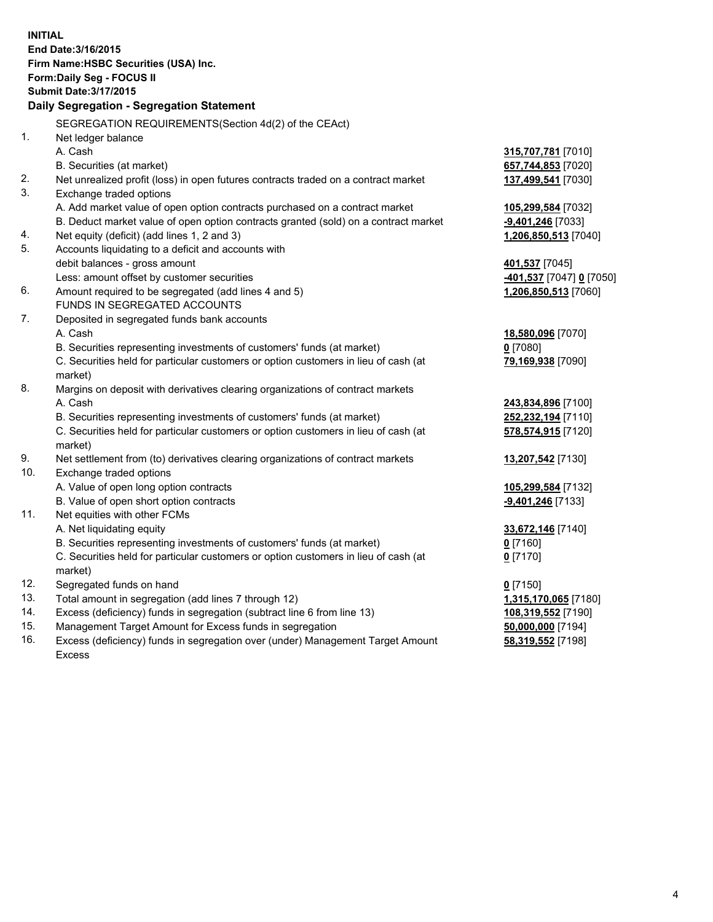**INITIAL**
**End Date:3/16/2015**
**Firm Name:HSBC Securities (USA) Inc.**
**Form:Daily Seg - FOCUS II**
**Submit Date:3/17/2015**

**Daily Segregation - Segregation Statement**

| | | |
|---|---|---|
| | SEGREGATION REQUIREMENTS(Section 4d(2) of the CEAct) | |
| 1. | Net ledger balance | |
| | A. Cash | **315,707,781** [7010] |
| | B. Securities (at market) | **657,744,853** [7020] |
| 2. | Net unrealized profit (loss) in open futures contracts traded on a contract market | **137,499,541** [7030] |
| 3. | Exchange traded options | |
| | A. Add market value of open option contracts purchased on a contract market | **105,299,584** [7032] |
| | B. Deduct market value of open option contracts granted (sold) on a contract market | **-9,401,246** [7033] |
| 4. | Net equity (deficit) (add lines 1, 2 and 3) | **1,206,850,513** [7040] |
| 5. | Accounts liquidating to a deficit and accounts with | |
| | debit balances - gross amount | **401,537** [7045] |
| | Less: amount offset by customer securities | **-401,537** [7047] **0** [7050] |
| 6. | Amount required to be segregated (add lines 4 and 5) | **1,206,850,513** [7060] |
| | FUNDS IN SEGREGATED ACCOUNTS | |
| 7. | Deposited in segregated funds bank accounts | |
| | A. Cash | **18,580,096** [7070] |
| | B. Securities representing investments of customers' funds (at market) | **0** [7080] |
| | C. Securities held for particular customers or option customers in lieu of cash (at market) | **79,169,938** [7090] |
| 8. | Margins on deposit with derivatives clearing organizations of contract markets | |
| | A. Cash | **243,834,896** [7100] |
| | B. Securities representing investments of customers' funds (at market) | **252,232,194** [7110] |
| | C. Securities held for particular customers or option customers in lieu of cash (at market) | **578,574,915** [7120] |
| 9. | Net settlement from (to) derivatives clearing organizations of contract markets | **13,207,542** [7130] |
| 10. | Exchange traded options | |
| | A. Value of open long option contracts | **105,299,584** [7132] |
| | B. Value of open short option contracts | **-9,401,246** [7133] |
| 11. | Net equities with other FCMs | |
| | A. Net liquidating equity | **33,672,146** [7140] |
| | B. Securities representing investments of customers' funds (at market) | **0** [7160] |
| | C. Securities held for particular customers or option customers in lieu of cash (at market) | **0** [7170] |
| 12. | Segregated funds on hand | **0** [7150] |
| 13. | Total amount in segregation (add lines 7 through 12) | **1,315,170,065** [7180] |
| 14. | Excess (deficiency) funds in segregation (subtract line 6 from line 13) | **108,319,552** [7190] |
| 15. | Management Target Amount for Excess funds in segregation | **50,000,000** [7194] |
| 16. | Excess (deficiency) funds in segregation over (under) Management Target Amount Excess | **58,319,552** [7198] |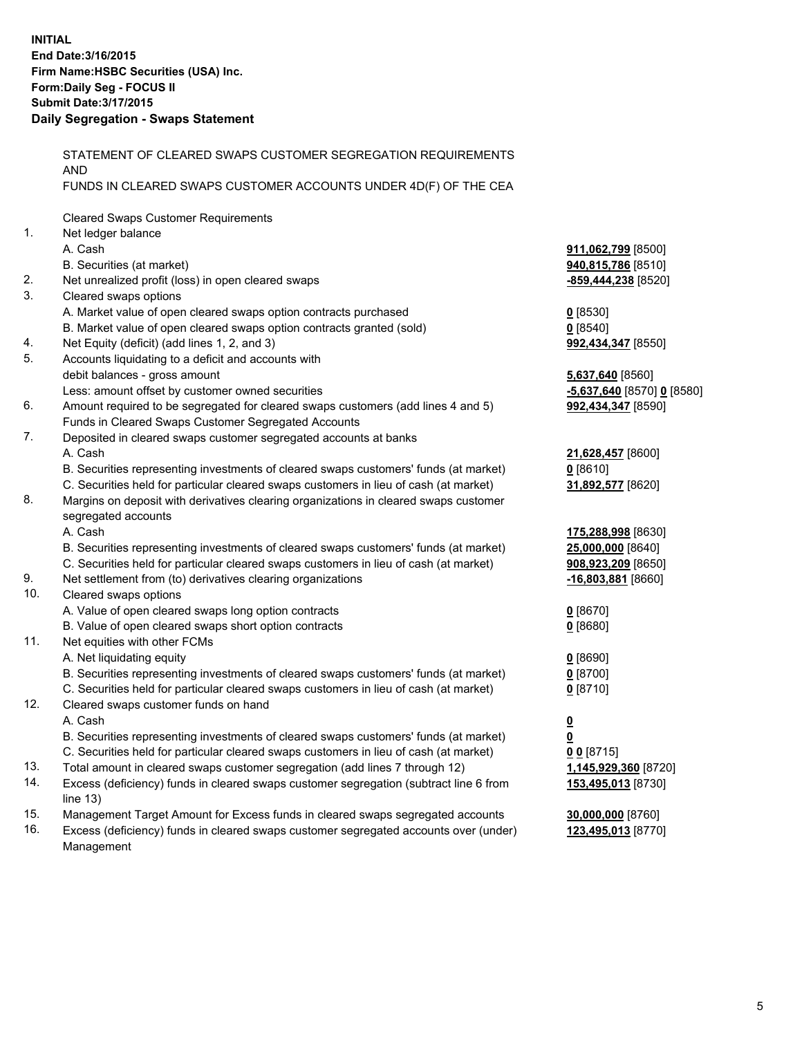**INITIAL**
**End Date:3/16/2015**
**Firm Name:HSBC Securities (USA) Inc.**
**Form:Daily Seg - FOCUS II**
**Submit Date:3/17/2015**
**Daily Segregation - Swaps Statement**

STATEMENT OF CLEARED SWAPS CUSTOMER SEGREGATION REQUIREMENTS AND FUNDS IN CLEARED SWAPS CUSTOMER ACCOUNTS UNDER 4D(F) OF THE CEA

| | | |
|---|---|---|
| | Cleared Swaps Customer Requirements | |
| 1. | Net ledger balance | |
| | A. Cash | **911,062,799** [8500] |
| | B. Securities (at market) | **940,815,786** [8510] |
| 2. | Net unrealized profit (loss) in open cleared swaps | **-859,444,238** [8520] |
| 3. | Cleared swaps options | |
| | A. Market value of open cleared swaps option contracts purchased | **0** [8530] |
| | B. Market value of open cleared swaps option contracts granted (sold) | **0** [8540] |
| 4. | Net Equity (deficit) (add lines 1, 2, and 3) | **992,434,347** [8550] |
| 5. | Accounts liquidating to a deficit and accounts with debit balances - gross amount | **5,637,640** [8560] |
| | Less: amount offset by customer owned securities | **-5,637,640** [8570] **0** [8580] |
| 6. | Amount required to be segregated for cleared swaps customers (add lines 4 and 5) | **992,434,347** [8590] |
| | Funds in Cleared Swaps Customer Segregated Accounts | |
| 7. | Deposited in cleared swaps customer segregated accounts at banks | |
| | A. Cash | **21,628,457** [8600] |
| | B. Securities representing investments of cleared swaps customers' funds (at market) | **0** [8610] |
| | C. Securities held for particular cleared swaps customers in lieu of cash (at market) | **31,892,577** [8620] |
| 8. | Margins on deposit with derivatives clearing organizations in cleared swaps customer segregated accounts | |
| | A. Cash | **175,288,998** [8630] |
| | B. Securities representing investments of cleared swaps customers' funds (at market) | **25,000,000** [8640] |
| | C. Securities held for particular cleared swaps customers in lieu of cash (at market) | **908,923,209** [8650] |
| 9. | Net settlement from (to) derivatives clearing organizations | **-16,803,881** [8660] |
| 10. | Cleared swaps options | |
| | A. Value of open cleared swaps long option contracts | **0** [8670] |
| | B. Value of open cleared swaps short option contracts | **0** [8680] |
| 11. | Net equities with other FCMs | |
| | A. Net liquidating equity | **0** [8690] |
| | B. Securities representing investments of cleared swaps customers' funds (at market) | **0** [8700] |
| | C. Securities held for particular cleared swaps customers in lieu of cash (at market) | **0** [8710] |
| 12. | Cleared swaps customer funds on hand | |
| | A. Cash | **0** |
| | B. Securities representing investments of cleared swaps customers' funds (at market) | **0** |
| | C. Securities held for particular cleared swaps customers in lieu of cash (at market) | **0** **0** [8715] |
| 13. | Total amount in cleared swaps customer segregation (add lines 7 through 12) | **1,145,929,360** [8720] |
| 14. | Excess (deficiency) funds in cleared swaps customer segregation (subtract line 6 from line 13) | **153,495,013** [8730] |
| 15. | Management Target Amount for Excess funds in cleared swaps segregated accounts | **30,000,000** [8760] |
| 16. | Excess (deficiency) funds in cleared swaps customer segregated accounts over (under) Management | **123,495,013** [8770] |